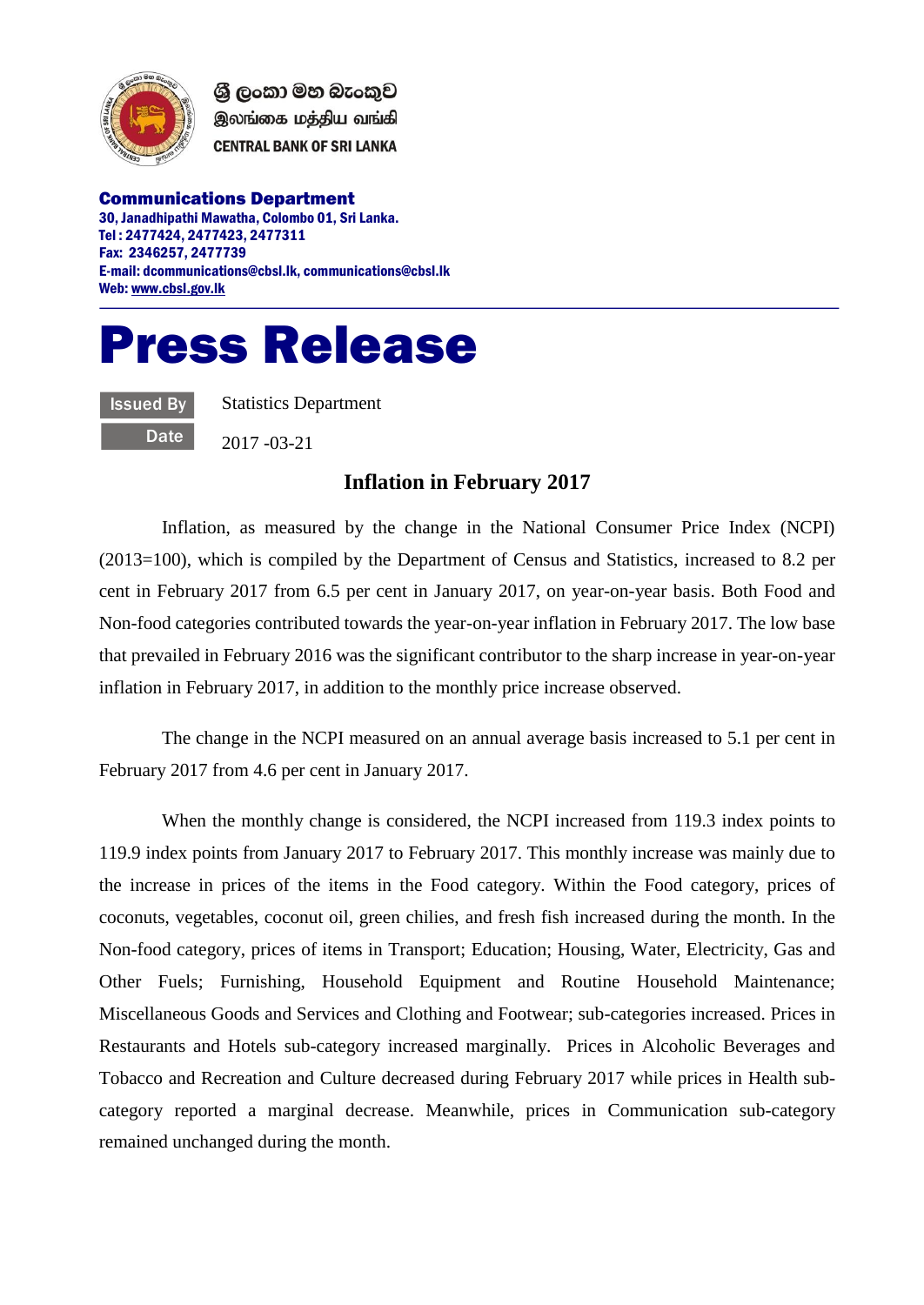ශ්‍රී ලංකා මහ බැංකුව
இலங்கை மத்திய வங்கி
CENTRAL BANK OF SRI LANKA

**Communications Department**
**30, Janadhipathi Mawatha, Colombo 01, Sri Lanka.**
**Tel : 2477424, 2477423, 2477311**
**Fax: 2346257, 2477739**
**E-mail: dcommunications@cbsl.lk, communications@cbsl.lk**
**Web: www.cbsl.gov.lk**

# Press Release

| | |
|---|---|
| **Issued By** | Statistics Department |
| **Date** | 2017 -03-21 |

## Inflation in February 2017

Inflation, as measured by the change in the National Consumer Price Index (NCPI) (2013=100), which is compiled by the Department of Census and Statistics, increased to 8.2 per cent in February 2017 from 6.5 per cent in January 2017, on year-on-year basis. Both Food and Non-food categories contributed towards the year-on-year inflation in February 2017. The low base that prevailed in February 2016 was the significant contributor to the sharp increase in year-on-year inflation in February 2017, in addition to the monthly price increase observed.

The change in the NCPI measured on an annual average basis increased to 5.1 per cent in February 2017 from 4.6 per cent in January 2017.

When the monthly change is considered, the NCPI increased from 119.3 index points to 119.9 index points from January 2017 to February 2017. This monthly increase was mainly due to the increase in prices of the items in the Food category. Within the Food category, prices of coconuts, vegetables, coconut oil, green chilies, and fresh fish increased during the month. In the Non-food category, prices of items in Transport; Education; Housing, Water, Electricity, Gas and Other Fuels; Furnishing, Household Equipment and Routine Household Maintenance; Miscellaneous Goods and Services and Clothing and Footwear; sub-categories increased. Prices in Restaurants and Hotels sub-category increased marginally. Prices in Alcoholic Beverages and Tobacco and Recreation and Culture decreased during February 2017 while prices in Health sub-category reported a marginal decrease. Meanwhile, prices in Communication sub-category remained unchanged during the month.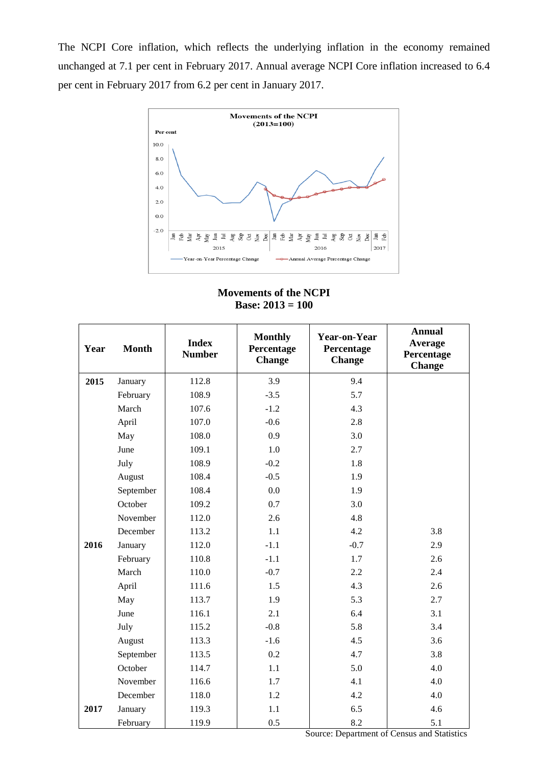The NCPI Core inflation, which reflects the underlying inflation in the economy remained unchanged at 7.1 per cent in February 2017. Annual average NCPI Core inflation increased to 6.4 per cent in February 2017 from 6.2 per cent in January 2017.

Movements of the NCPI
(2013=100)

Per cent

10.0
8.0
6.0
4.0
2.0
0.0
-2.0

Jan Feb Mar Apr May Jun Jul Aug Sep Oct Nov Dec Jan Feb Mar Apr May Jun Jul Aug Sep Oct Nov Dec Jan Feb

2015 2016 2017

Year-on-Year Percentage Change
Annual Average Percentage Change

**Movements of the NCPI**
**Base: 2013 = 100**

| Year | Month | Index Number | Monthly Percentage Change | Year-on-Year Percentage Change | Annual Average Percentage Change |
|---|---|---|---|---|---|
| **2015** | January | 112.8 | 3.9 | 9.4 | |
| | February | 108.9 | -3.5 | 5.7 | |
| | March | 107.6 | -1.2 | 4.3 | |
| | April | 107.0 | -0.6 | 2.8 | |
| | May | 108.0 | 0.9 | 3.0 | |
| | June | 109.1 | 1.0 | 2.7 | |
| | July | 108.9 | -0.2 | 1.8 | |
| | August | 108.4 | -0.5 | 1.9 | |
| | September | 108.4 | 0.0 | 1.9 | |
| | October | 109.2 | 0.7 | 3.0 | |
| | November | 112.0 | 2.6 | 4.8 | |
| | December | 113.2 | 1.1 | 4.2 | 3.8 |
| **2016** | January | 112.0 | -1.1 | -0.7 | 2.9 |
| | February | 110.8 | -1.1 | 1.7 | 2.6 |
| | March | 110.0 | -0.7 | 2.2 | 2.4 |
| | April | 111.6 | 1.5 | 4.3 | 2.6 |
| | May | 113.7 | 1.9 | 5.3 | 2.7 |
| | June | 116.1 | 2.1 | 6.4 | 3.1 |
| | July | 115.2 | -0.8 | 5.8 | 3.4 |
| | August | 113.3 | -1.6 | 4.5 | 3.6 |
| | September | 113.5 | 0.2 | 4.7 | 3.8 |
| | October | 114.7 | 1.1 | 5.0 | 4.0 |
| | November | 116.6 | 1.7 | 4.1 | 4.0 |
| | December | 118.0 | 1.2 | 4.2 | 4.0 |
| **2017** | January | 119.3 | 1.1 | 6.5 | 4.6 |
| | February | 119.9 | 0.5 | 8.2 | 5.1 |

Source: Department of Census and Statistics